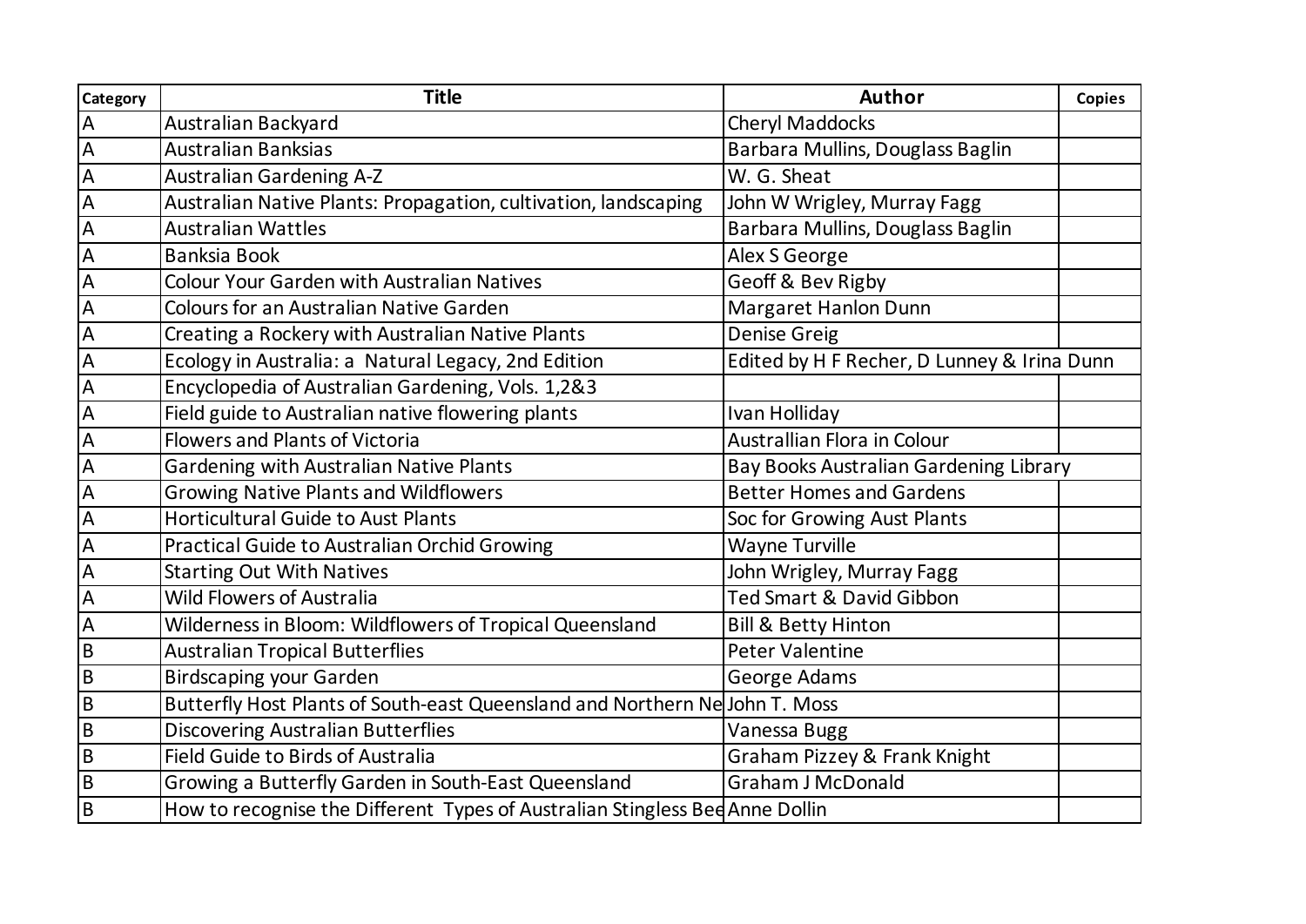| Category | Title | Author | Copies |
|---|---|---|---|
| A | Australian Backyard | Cheryl Maddocks | |
| A | Australian Banksias | Barbara Mullins, Douglass Baglin | |
| A | Australian Gardening A-Z | W. G. Sheat | |
| A | Australian Native Plants: Propagation, cultivation, landscaping | John W Wrigley, Murray Fagg | |
| A | Australian Wattles | Barbara Mullins, Douglass Baglin | |
| A | Banksia Book | Alex S George | |
| A | Colour Your Garden with Australian Natives | Geoff & Bev Rigby | |
| A | Colours for an Australian Native Garden | Margaret Hanlon Dunn | |
| A | Creating a Rockery with Australian Native Plants | Denise Greig | |
| A | Ecology in Australia: a Natural Legacy, 2nd Edition | Edited by H F Recher, D Lunney & Irina Dunn | |
| A | Encyclopedia of Australian Gardening, Vols. 1,2&3 | | |
| A | Field guide to Australian native flowering plants | Ivan Holliday | |
| A | Flowers and Plants of Victoria | Australlian Flora in Colour | |
| A | Gardening with Australian Native Plants | Bay Books Australian Gardening Library | |
| A | Growing Native Plants and Wildflowers | Better Homes and Gardens | |
| A | Horticultural Guide to Aust Plants | Soc for Growing Aust Plants | |
| A | Practical Guide to Australian Orchid Growing | Wayne Turville | |
| A | Starting Out With Natives | John Wrigley, Murray Fagg | |
| A | Wild Flowers of Australia | Ted Smart & David Gibbon | |
| A | Wilderness in Bloom: Wildflowers of Tropical Queensland | Bill & Betty Hinton | |
| B | Australian Tropical Butterflies | Peter Valentine | |
| B | Birdscaping your Garden | George Adams | |
| B | Butterfly Host Plants of South-east Queensland and Northern Ne | John T. Moss | |
| B | Discovering Australian Butterflies | Vanessa Bugg | |
| B | Field Guide to Birds of Australia | Graham Pizzey & Frank Knight | |
| B | Growing a Butterfly Garden in South-East Queensland | Graham J McDonald | |
| B | How to recognise the Different Types of Australian Stingless Bee | Anne Dollin | |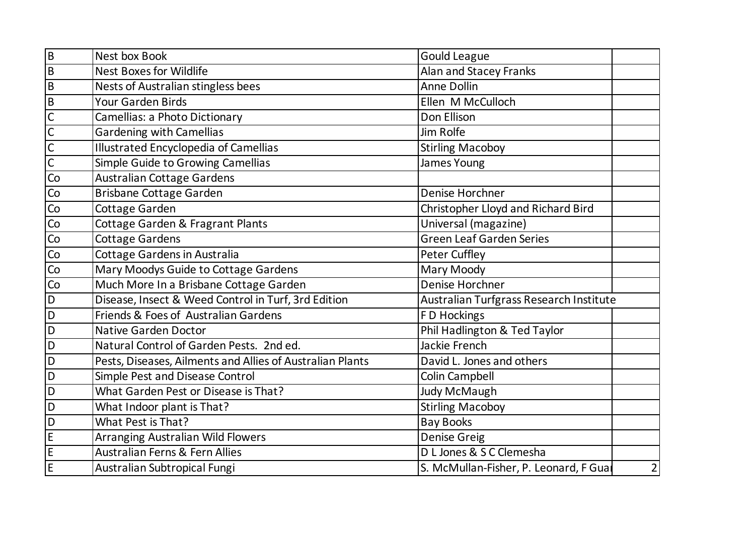| B | Nest box Book | Gould League | |
|---|---|---|---|
| B | Nest Boxes for Wildlife | Alan and Stacey Franks | |
| B | Nests of Australian stingless bees | Anne Dollin | |
| B | Your Garden Birds | Ellen M McCulloch | |
| C | Camellias: a Photo Dictionary | Don Ellison | |
| C | Gardening with Camellias | Jim Rolfe | |
| C | Illustrated Encyclopedia of Camellias | Stirling Macoboy | |
| C | Simple Guide to Growing Camellias | James Young | |
| Co | Australian Cottage Gardens | | |
| Co | Brisbane Cottage Garden | Denise Horchner | |
| Co | Cottage Garden | Christopher Lloyd and Richard Bird | |
| Co | Cottage Garden & Fragrant Plants | Universal (magazine) | |
| Co | Cottage Gardens | Green Leaf Garden Series | |
| Co | Cottage Gardens in Australia | Peter Cuffley | |
| Co | Mary Moodys Guide to Cottage Gardens | Mary Moody | |
| Co | Much More In a Brisbane Cottage Garden | Denise Horchner | |
| D | Disease, Insect & Weed Control in Turf, 3rd Edition | Australian Turfgrass Research Institute | |
| D | Friends & Foes of Australian Gardens | F D Hockings | |
| D | Native Garden Doctor | Phil Hadlington & Ted Taylor | |
| D | Natural Control of Garden Pests. 2nd ed. | Jackie French | |
| D | Pests, Diseases, Ailments and Allies of Australian Plants | David L. Jones and others | |
| D | Simple Pest and Disease Control | Colin Campbell | |
| D | What Garden Pest or Disease is That? | Judy McMaugh | |
| D | What Indoor plant is That? | Stirling Macoboy | |
| D | What Pest is That? | Bay Books | |
| E | Arranging Australian Wild Flowers | Denise Greig | |
| E | Australian Ferns & Fern Allies | D L Jones & S C Clemesha | |
| E | Australian Subtropical Fungi | S. McMullan-Fisher, P. Leonard, F Guar | 2 |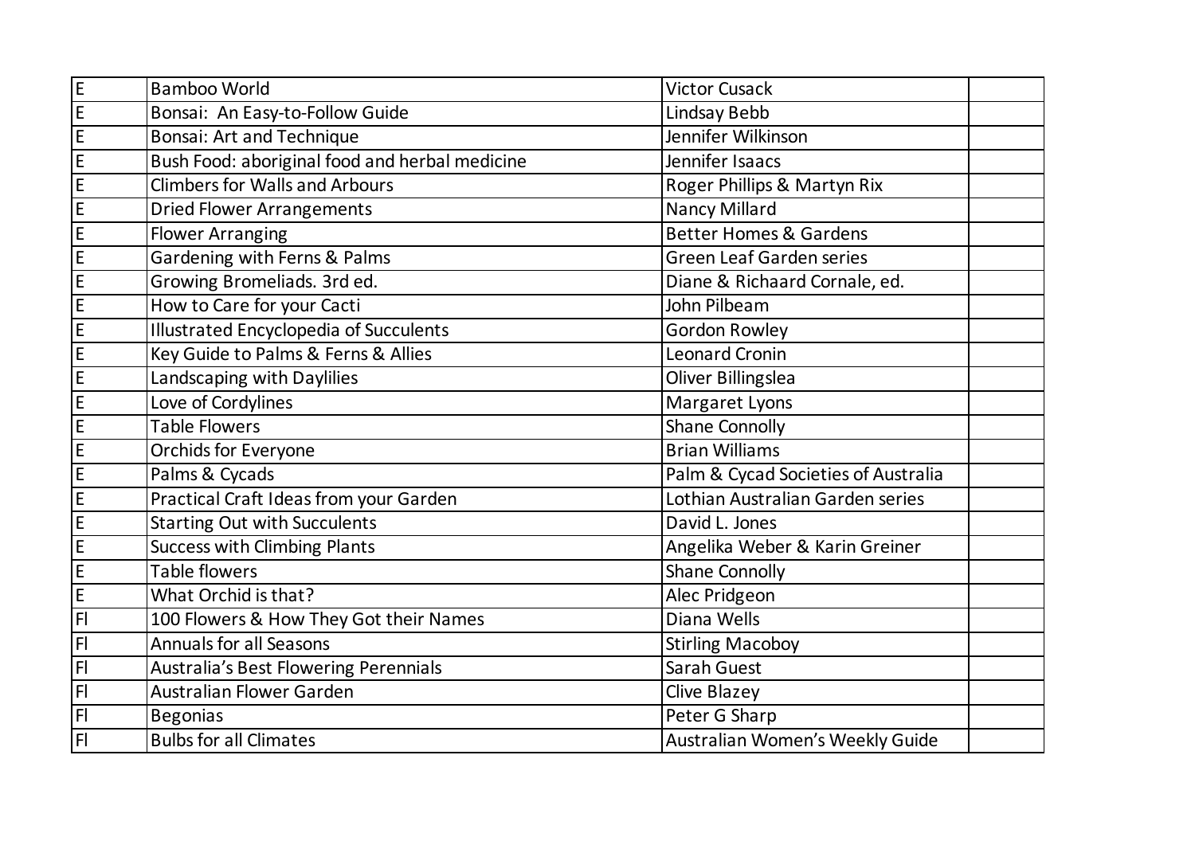| | | | |
|---|---|---|---|
| E | Bamboo World | Victor Cusack | |
| E | Bonsai:  An Easy-to-Follow Guide | Lindsay Bebb | |
| E | Bonsai: Art and Technique | Jennifer Wilkinson | |
| E | Bush Food: aboriginal food and herbal medicine | Jennifer Isaacs | |
| E | Climbers for Walls and Arbours | Roger Phillips & Martyn Rix | |
| E | Dried Flower Arrangements | Nancy Millard | |
| E | Flower Arranging | Better Homes & Gardens | |
| E | Gardening with Ferns & Palms | Green Leaf Garden series | |
| E | Growing Bromeliads. 3rd ed. | Diane & Richaard Cornale, ed. | |
| E | How to Care for your Cacti | John Pilbeam | |
| E | Illustrated Encyclopedia of Succulents | Gordon Rowley | |
| E | Key Guide to Palms & Ferns & Allies | Leonard Cronin | |
| E | Landscaping with Daylilies | Oliver Billingslea | |
| E | Love of Cordylines | Margaret Lyons | |
| E | Table Flowers | Shane Connolly | |
| E | Orchids for Everyone | Brian Williams | |
| E | Palms & Cycads | Palm & Cycad Societies of Australia | |
| E | Practical Craft Ideas from your Garden | Lothian Australian Garden series | |
| E | Starting Out with Succulents | David L. Jones | |
| E | Success with Climbing Plants | Angelika Weber & Karin Greiner | |
| E | Table flowers | Shane Connolly | |
| E | What Orchid is that? | Alec Pridgeon | |
| Fl | 100 Flowers & How They Got their Names | Diana Wells | |
| Fl | Annuals for all Seasons | Stirling Macoboy | |
| Fl | Australia's Best Flowering Perennials | Sarah Guest | |
| Fl | Australian Flower Garden | Clive Blazey | |
| Fl | Begonias | Peter G Sharp | |
| Fl | Bulbs for all Climates | Australian Women's Weekly Guide | |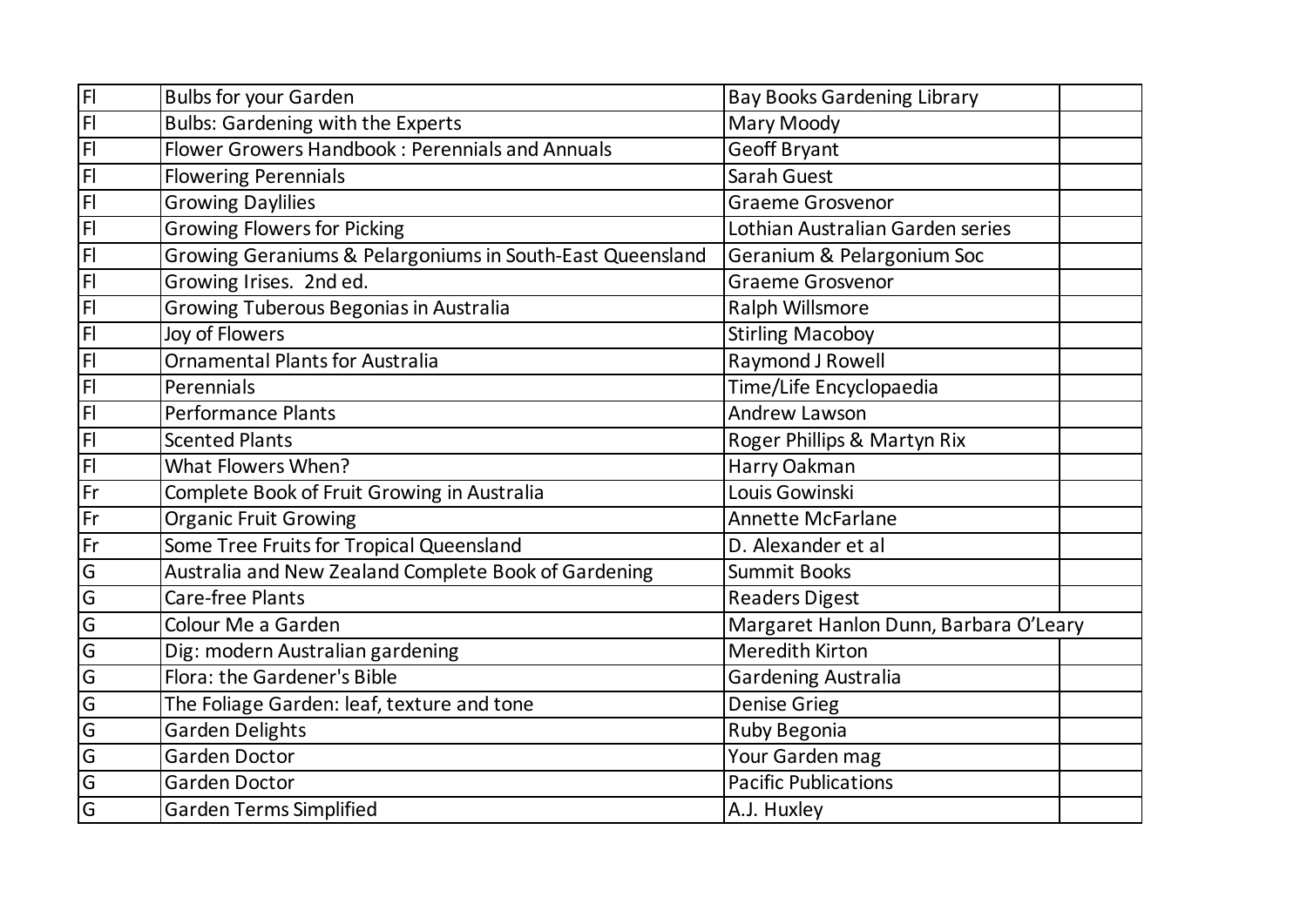| | | | |
|---|---|---|---|
| Fl | Bulbs for your Garden | Bay Books Gardening Library | |
| Fl | Bulbs: Gardening with the Experts | Mary Moody | |
| Fl | Flower Growers Handbook : Perennials and Annuals | Geoff Bryant | |
| Fl | Flowering Perennials | Sarah Guest | |
| Fl | Growing Daylilies | Graeme Grosvenor | |
| Fl | Growing Flowers for Picking | Lothian Australian Garden series | |
| Fl | Growing Geraniums & Pelargoniums in South-East Queensland | Geranium & Pelargonium Soc | |
| Fl | Growing Irises. 2nd ed. | Graeme Grosvenor | |
| Fl | Growing Tuberous Begonias in Australia | Ralph Willsmore | |
| Fl | Joy of Flowers | Stirling Macoboy | |
| Fl | Ornamental Plants for Australia | Raymond J Rowell | |
| Fl | Perennials | Time/Life Encyclopaedia | |
| Fl | Performance Plants | Andrew Lawson | |
| Fl | Scented Plants | Roger Phillips & Martyn Rix | |
| Fl | What Flowers When? | Harry Oakman | |
| Fr | Complete Book of Fruit Growing in Australia | Louis Gowinski | |
| Fr | Organic Fruit Growing | Annette McFarlane | |
| Fr | Some Tree Fruits for Tropical Queensland | D. Alexander et al | |
| G | Australia and New Zealand Complete Book of Gardening | Summit Books | |
| G | Care-free Plants | Readers Digest | |
| G | Colour Me a Garden | Margaret Hanlon Dunn, Barbara O'Leary | |
| G | Dig: modern Australian gardening | Meredith Kirton | |
| G | Flora: the Gardener's Bible | Gardening Australia | |
| G | The Foliage Garden: leaf, texture and tone | Denise Grieg | |
| G | Garden Delights | Ruby Begonia | |
| G | Garden Doctor | Your Garden mag | |
| G | Garden Doctor | Pacific Publications | |
| G | Garden Terms Simplified | A.J. Huxley | |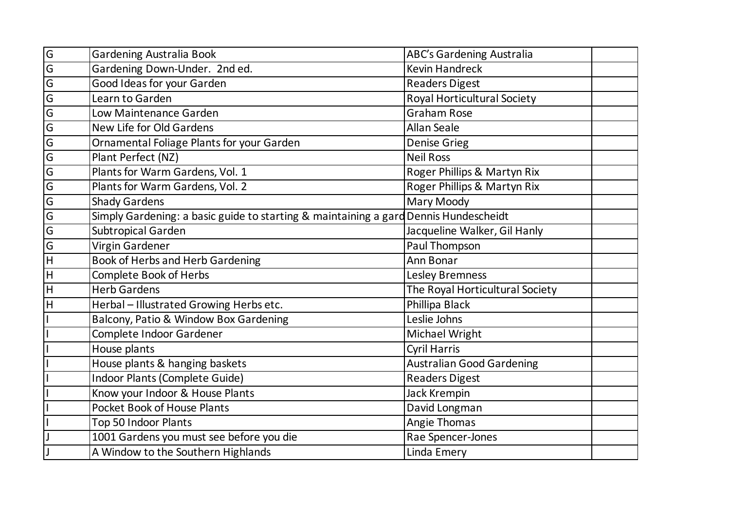| | | | |
|---|---|---|---|
| G | Gardening Australia Book | ABC's Gardening Australia | |
| G | Gardening Down-Under. 2nd ed. | Kevin Handreck | |
| G | Good Ideas for your Garden | Readers Digest | |
| G | Learn to Garden | Royal Horticultural Society | |
| G | Low Maintenance Garden | Graham Rose | |
| G | New Life for Old Gardens | Allan Seale | |
| G | Ornamental Foliage Plants for your Garden | Denise Grieg | |
| G | Plant Perfect (NZ) | Neil Ross | |
| G | Plants for Warm Gardens, Vol. 1 | Roger Phillips & Martyn Rix | |
| G | Plants for Warm Gardens, Vol. 2 | Roger Phillips & Martyn Rix | |
| G | Shady Gardens | Mary Moody | |
| G | Simply Gardening: a basic guide to starting & maintaining a gard | Dennis Hundescheidt | |
| G | Subtropical Garden | Jacqueline Walker, Gil Hanly | |
| G | Virgin Gardener | Paul Thompson | |
| H | Book of Herbs and Herb Gardening | Ann Bonar | |
| H | Complete Book of Herbs | Lesley Bremness | |
| H | Herb Gardens | The Royal Horticultural Society | |
| H | Herbal – Illustrated Growing Herbs etc. | Phillipa Black | |
| I | Balcony, Patio & Window Box Gardening | Leslie Johns | |
| I | Complete Indoor Gardener | Michael Wright | |
| I | House plants | Cyril Harris | |
| I | House plants & hanging baskets | Australian Good Gardening | |
| I | Indoor Plants (Complete Guide) | Readers Digest | |
| I | Know your Indoor & House Plants | Jack Krempin | |
| I | Pocket Book of House Plants | David Longman | |
| I | Top 50 Indoor Plants | Angie Thomas | |
| J | 1001 Gardens you must see before you die | Rae Spencer-Jones | |
| J | A Window to the Southern Highlands | Linda Emery | |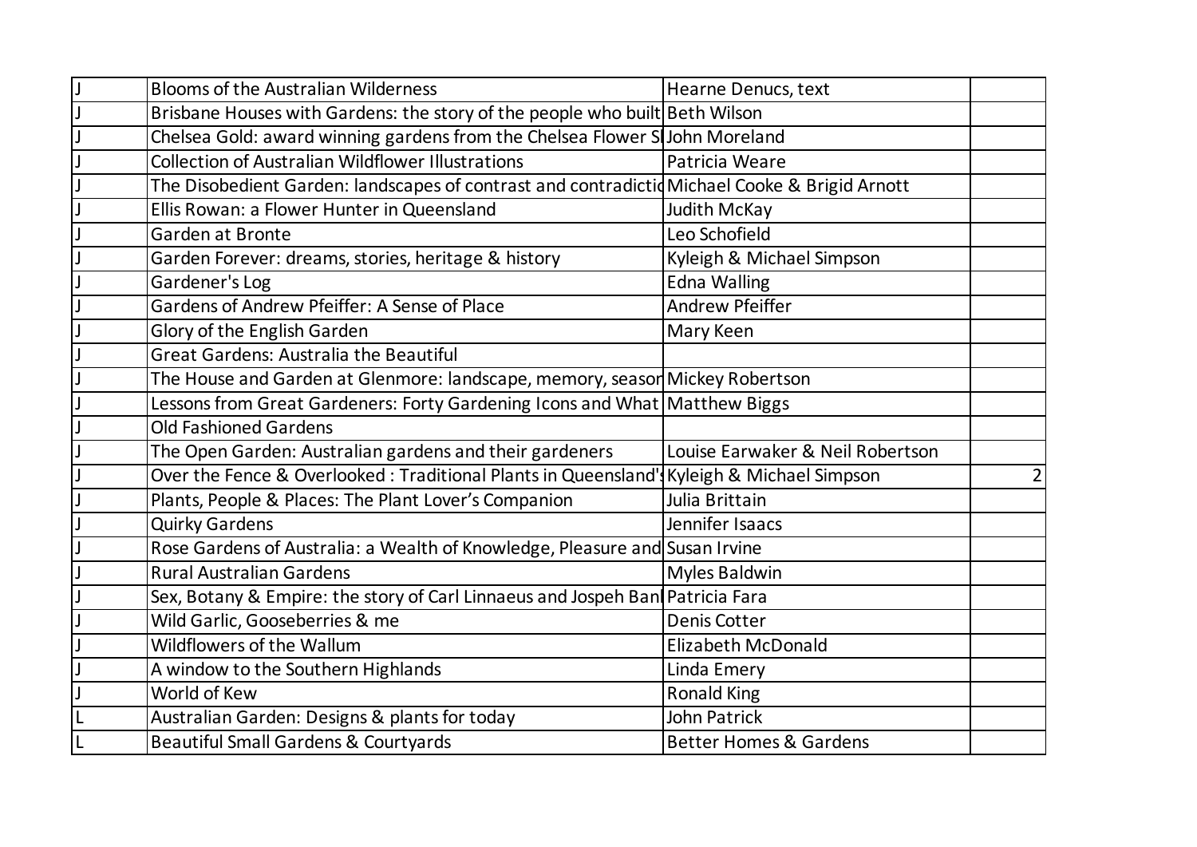| | | | |
|---|---|---|---|
| J | Blooms of the Australian Wilderness | Hearne Denucs, text | |
| J | Brisbane Houses with Gardens: the story of the people who built | Beth Wilson | |
| J | Chelsea Gold: award winning gardens from the Chelsea Flower Sl | John Moreland | |
| J | Collection of Australian Wildflower Illustrations | Patricia Weare | |
| J | The Disobedient Garden: landscapes of contrast and contradictio | Michael Cooke & Brigid Arnott | |
| J | Ellis Rowan: a Flower Hunter in Queensland | Judith McKay | |
| J | Garden at Bronte | Leo Schofield | |
| J | Garden Forever: dreams, stories, heritage & history | Kyleigh & Michael Simpson | |
| J | Gardener's Log | Edna Walling | |
| J | Gardens of Andrew Pfeiffer: A Sense of Place | Andrew Pfeiffer | |
| J | Glory of the English Garden | Mary Keen | |
| J | Great Gardens: Australia the Beautiful | | |
| J | The House and Garden at Glenmore: landscape, memory, season | Mickey Robertson | |
| J | Lessons from Great Gardeners: Forty Gardening Icons and What | Matthew Biggs | |
| J | Old Fashioned Gardens | | |
| J | The Open Garden: Australian gardens and their gardeners | Louise Earwaker & Neil Robertson | |
| J | Over the Fence & Overlooked : Traditional Plants in Queensland's | Kyleigh & Michael Simpson | 2 |
| J | Plants, People & Places: The Plant Lover's Companion | Julia Brittain | |
| J | Quirky Gardens | Jennifer Isaacs | |
| J | Rose Gardens of Australia: a Wealth of Knowledge, Pleasure and | Susan Irvine | |
| J | Rural Australian Gardens | Myles Baldwin | |
| J | Sex, Botany & Empire: the story of Carl Linnaeus and Jospeh Banl | Patricia Fara | |
| J | Wild Garlic, Gooseberries & me | Denis Cotter | |
| J | Wildflowers of the Wallum | Elizabeth McDonald | |
| J | A window to the Southern Highlands | Linda Emery | |
| J | World of Kew | Ronald King | |
| L | Australian Garden: Designs & plants for today | John Patrick | |
| L | Beautiful Small Gardens & Courtyards | Better Homes & Gardens | |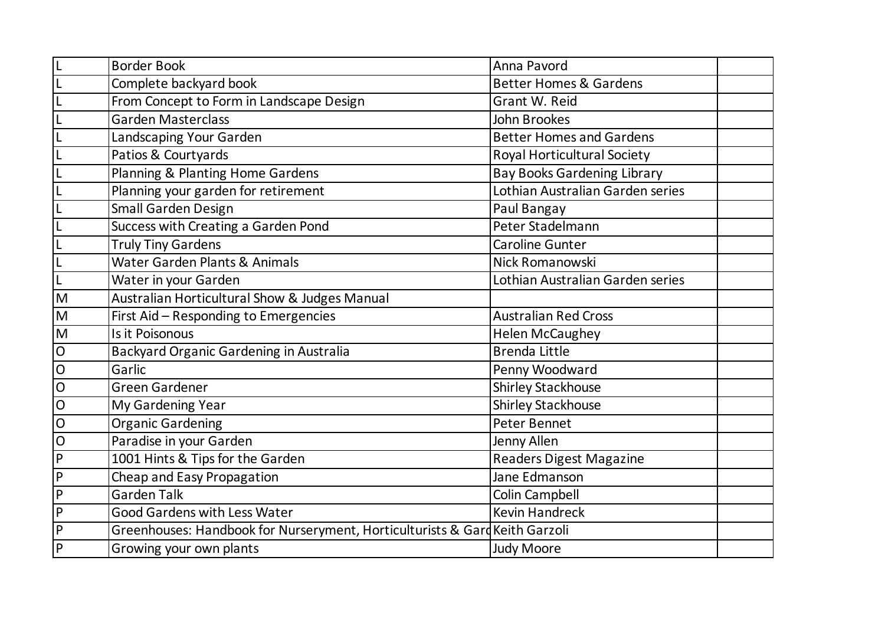| | | | |
|---|---|---|---|
| L | Border Book | Anna Pavord | |
| L | Complete backyard book | Better Homes & Gardens | |
| L | From Concept to Form in Landscape Design | Grant W. Reid | |
| L | Garden Masterclass | John Brookes | |
| L | Landscaping Your Garden | Better Homes and Gardens | |
| L | Patios & Courtyards | Royal Horticultural Society | |
| L | Planning & Planting Home Gardens | Bay Books Gardening Library | |
| L | Planning your garden for retirement | Lothian Australian Garden series | |
| L | Small Garden Design | Paul Bangay | |
| L | Success with Creating a Garden Pond | Peter Stadelmann | |
| L | Truly Tiny Gardens | Caroline Gunter | |
| L | Water Garden Plants & Animals | Nick Romanowski | |
| L | Water in your Garden | Lothian Australian Garden series | |
| M | Australian Horticultural Show & Judges Manual | | |
| M | First Aid – Responding to Emergencies | Australian Red Cross | |
| M | Is it Poisonous | Helen McCaughey | |
| O | Backyard Organic Gardening in Australia | Brenda Little | |
| O | Garlic | Penny Woodward | |
| O | Green Gardener | Shirley Stackhouse | |
| O | My Gardening Year | Shirley Stackhouse | |
| O | Organic Gardening | Peter Bennet | |
| O | Paradise in your Garden | Jenny Allen | |
| P | 1001 Hints & Tips for the Garden | Readers Digest Magazine | |
| P | Cheap and Easy Propagation | Jane Edmanson | |
| P | Garden Talk | Colin Campbell | |
| P | Good Gardens with Less Water | Kevin Handreck | |
| P | Greenhouses: Handbook for Nurseryment, Horticulturists & Gard | Keith Garzoli | |
| P | Growing your own plants | Judy Moore | |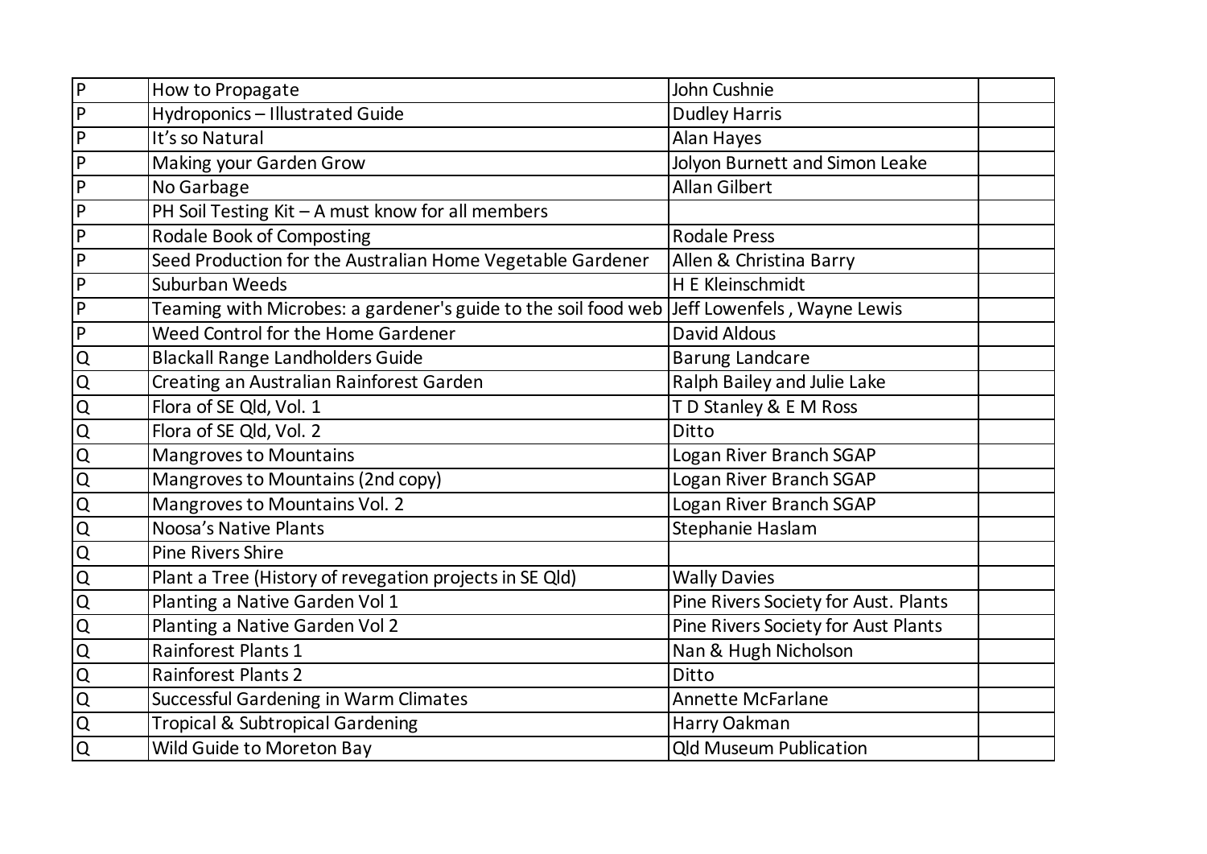| | | | |
|---|---|---|---|
| P | How to Propagate | John Cushnie | |
| P | Hydroponics – Illustrated Guide | Dudley Harris | |
| P | It's so Natural | Alan Hayes | |
| P | Making your Garden Grow | Jolyon Burnett and Simon Leake | |
| P | No Garbage | Allan Gilbert | |
| P | PH Soil Testing Kit – A must know for all members | | |
| P | Rodale Book of Composting | Rodale Press | |
| P | Seed Production for the Australian Home Vegetable Gardener | Allen & Christina Barry | |
| P | Suburban Weeds | H E Kleinschmidt | |
| P | Teaming with Microbes: a gardener's guide to the soil food web | Jeff Lowenfels , Wayne Lewis | |
| P | Weed Control for the Home Gardener | David Aldous | |
| Q | Blackall Range Landholders Guide | Barung Landcare | |
| Q | Creating an Australian Rainforest Garden | Ralph Bailey and Julie Lake | |
| Q | Flora of SE Qld, Vol. 1 | T D Stanley & E M Ross | |
| Q | Flora of SE Qld, Vol. 2 | Ditto | |
| Q | Mangroves to Mountains | Logan River Branch SGAP | |
| Q | Mangroves to Mountains (2nd copy) | Logan River Branch SGAP | |
| Q | Mangroves to Mountains Vol. 2 | Logan River Branch SGAP | |
| Q | Noosa's Native Plants | Stephanie Haslam | |
| Q | Pine Rivers Shire | | |
| Q | Plant a Tree (History of revegation projects in SE Qld) | Wally Davies | |
| Q | Planting a Native Garden Vol 1 | Pine Rivers Society for Aust. Plants | |
| Q | Planting a Native Garden Vol 2 | Pine Rivers Society for Aust Plants | |
| Q | Rainforest Plants 1 | Nan & Hugh Nicholson | |
| Q | Rainforest Plants 2 | Ditto | |
| Q | Successful Gardening in Warm Climates | Annette McFarlane | |
| Q | Tropical & Subtropical Gardening | Harry Oakman | |
| Q | Wild Guide to Moreton Bay | Qld Museum Publication | |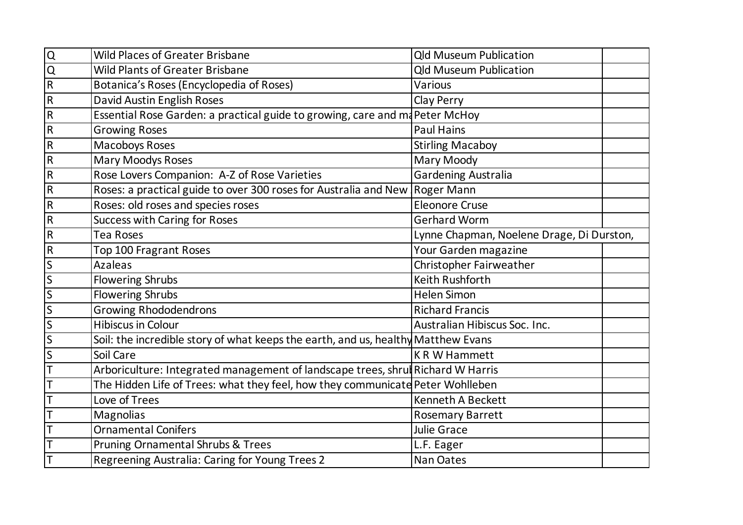| | | | |
|---|---|---|---|
| Q | Wild Places of Greater Brisbane | Qld Museum Publication | |
| Q | Wild Plants of Greater Brisbane | Qld Museum Publication | |
| R | Botanica's Roses (Encyclopedia of Roses) | Various | |
| R | David Austin English Roses | Clay Perry | |
| R | Essential Rose Garden: a practical guide to growing, care and ma | Peter McHoy | |
| R | Growing Roses | Paul Hains | |
| R | Macoboys Roses | Stirling Macaboy | |
| R | Mary Moodys Roses | Mary Moody | |
| R | Rose Lovers Companion: A-Z of Rose Varieties | Gardening Australia | |
| R | Roses: a practical guide to over 300 roses for Australia and New | Roger Mann | |
| R | Roses: old roses and species roses | Eleonore Cruse | |
| R | Success with Caring for Roses | Gerhard Worm | |
| R | Tea Roses | Lynne Chapman, Noelene Drage, Di Durston, | |
| R | Top 100 Fragrant Roses | Your Garden magazine | |
| S | Azaleas | Christopher Fairweather | |
| S | Flowering Shrubs | Keith Rushforth | |
| S | Flowering Shrubs | Helen Simon | |
| S | Growing Rhododendrons | Richard Francis | |
| S | Hibiscus in Colour | Australian Hibiscus Soc. Inc. | |
| S | Soil: the incredible story of what keeps the earth, and us, healthy | Matthew Evans | |
| S | Soil Care | K R W Hammett | |
| T | Arboriculture: Integrated management of landscape trees, shrul | Richard W Harris | |
| T | The Hidden Life of Trees: what they feel, how they communicate | Peter Wohlleben | |
| T | Love of Trees | Kenneth A Beckett | |
| T | Magnolias | Rosemary Barrett | |
| T | Ornamental Conifers | Julie Grace | |
| T | Pruning Ornamental Shrubs & Trees | L.F. Eager | |
| T | Regreening Australia: Caring for Young Trees 2 | Nan Oates | |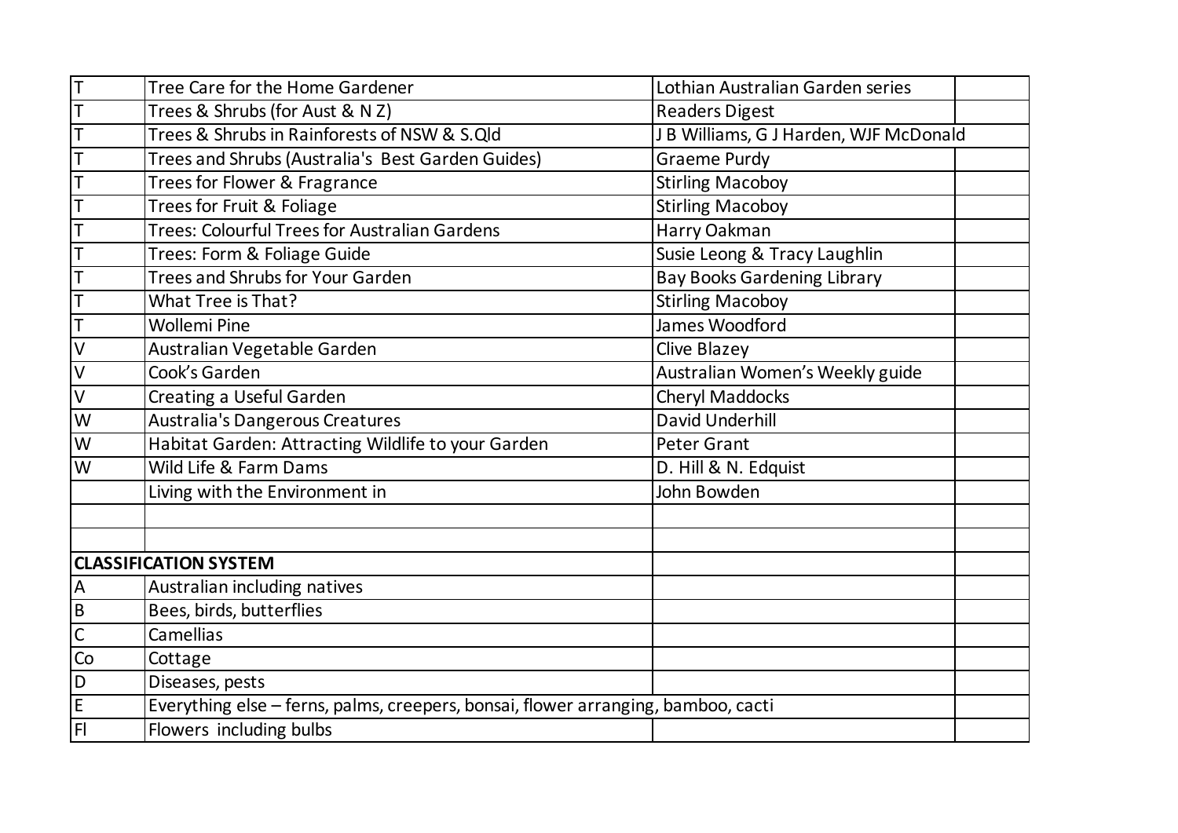| | | | |
|---|---|---|---|
| T | Tree Care for the Home Gardener | Lothian Australian Garden series | |
| T | Trees & Shrubs (for Aust & N Z) | Readers Digest | |
| T | Trees & Shrubs in Rainforests of NSW & S.Qld | J B Williams, G J Harden, WJF McDonald | |
| T | Trees and Shrubs (Australia's Best Garden Guides) | Graeme Purdy | |
| T | Trees for Flower & Fragrance | Stirling Macoboy | |
| T | Trees for Fruit & Foliage | Stirling Macoboy | |
| T | Trees: Colourful Trees for Australian Gardens | Harry Oakman | |
| T | Trees: Form & Foliage Guide | Susie Leong & Tracy Laughlin | |
| T | Trees and Shrubs for Your Garden | Bay Books Gardening Library | |
| T | What Tree is That? | Stirling Macoboy | |
| T | Wollemi Pine | James Woodford | |
| V | Australian Vegetable Garden | Clive Blazey | |
| V | Cook's Garden | Australian Women's Weekly guide | |
| V | Creating a Useful Garden | Cheryl Maddocks | |
| W | Australia's Dangerous Creatures | David Underhill | |
| W | Habitat Garden: Attracting Wildlife to your Garden | Peter Grant | |
| W | Wild Life & Farm Dams | D. Hill & N. Edquist | |
| | Living with the Environment in | John Bowden | |
| | | | |
| | | | |
| **CLASSIFICATION SYSTEM** | | | |
| A | Australian including natives | | |
| B | Bees, birds, butterflies | | |
| C | Camellias | | |
| Co | Cottage | | |
| D | Diseases, pests | | |
| E | Everything else – ferns, palms, creepers, bonsai, flower arranging, bamboo, cacti | | |
| Fl | Flowers including bulbs | | |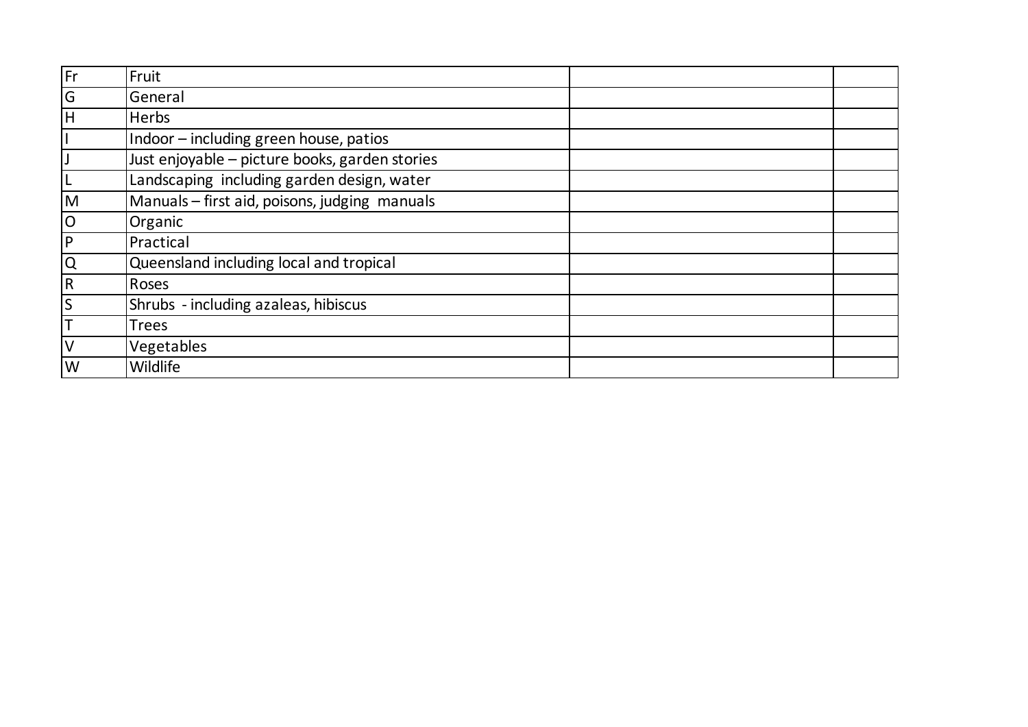| | | | |
|---|---|---|---|
| Fr | Fruit | | |
| G | General | | |
| H | Herbs | | |
| I | Indoor – including green house, patios | | |
| J | Just enjoyable – picture books, garden stories | | |
| L | Landscaping including garden design, water | | |
| M | Manuals – first aid, poisons, judging manuals | | |
| O | Organic | | |
| P | Practical | | |
| Q | Queensland including local and tropical | | |
| R | Roses | | |
| S | Shrubs - including azaleas, hibiscus | | |
| T | Trees | | |
| V | Vegetables | | |
| W | Wildlife | | |